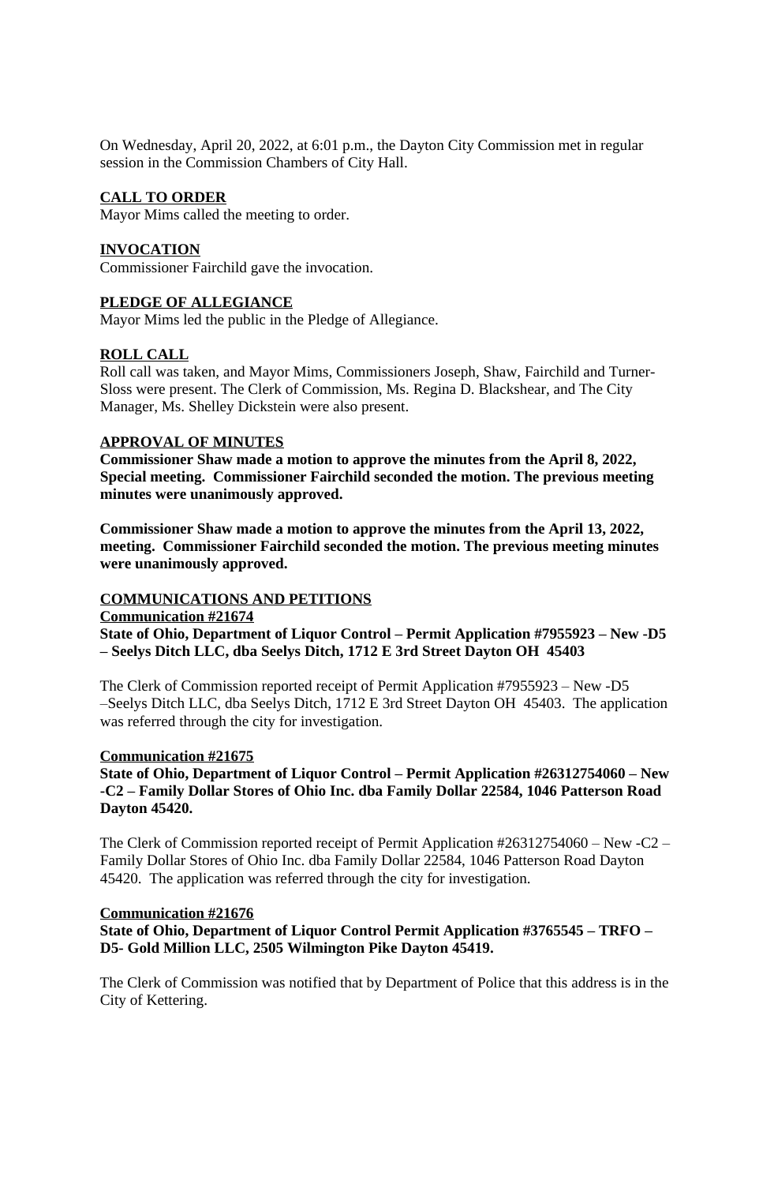On Wednesday, April 20, 2022, at 6:01 p.m., the Dayton City Commission met in regular session in the Commission Chambers of City Hall.

## CALL TO ORDER

Mayor Mims called the meeting to order.

## INVOCATION

Commissioner Fairchild gave the invocation.

## PLEDGE OF ALLEGIANCE

Mayor Mims led the public in the Pledge of Allegiance.

## ROLL CALL

Roll call was taken, and Mayor Mims, Commissioners Joseph, Shaw, Fairchild and Turner-Sloss were present. The Clerk of Commission, Ms. Regina D. Blackshear, and The City Manager, Ms. Shelley Dickstein were also present.

## APPROVAL OF MINUTES

**Commissioner Shaw made a motion to approve the minutes from the April 8, 2022, Special meeting. Commissioner Fairchild seconded the motion. The previous meeting minutes were unanimously approved.**

**Commissioner Shaw made a motion to approve the minutes from the April 13, 2022, meeting. Commissioner Fairchild seconded the motion. The previous meeting minutes were unanimously approved.**

## COMMUNICATIONS AND PETITIONS

### Communication #21674

**State of Ohio, Department of Liquor Control – Permit Application #7955923 – New -D5 – Seelys Ditch LLC, dba Seelys Ditch, 1712 E 3rd Street Dayton OH 45403**

The Clerk of Commission reported receipt of Permit Application #7955923 – New -D5 –Seelys Ditch LLC, dba Seelys Ditch, 1712 E 3rd Street Dayton OH 45403. The application was referred through the city for investigation.

### Communication #21675

**State of Ohio, Department of Liquor Control – Permit Application #26312754060 – New -C2 – Family Dollar Stores of Ohio Inc. dba Family Dollar 22584, 1046 Patterson Road Dayton 45420.**

The Clerk of Commission reported receipt of Permit Application #26312754060 – New -C2 – Family Dollar Stores of Ohio Inc. dba Family Dollar 22584, 1046 Patterson Road Dayton 45420. The application was referred through the city for investigation.

### Communication #21676

**State of Ohio, Department of Liquor Control Permit Application #3765545 – TRFO – D5- Gold Million LLC, 2505 Wilmington Pike Dayton 45419.**

The Clerk of Commission was notified that by Department of Police that this address is in the City of Kettering.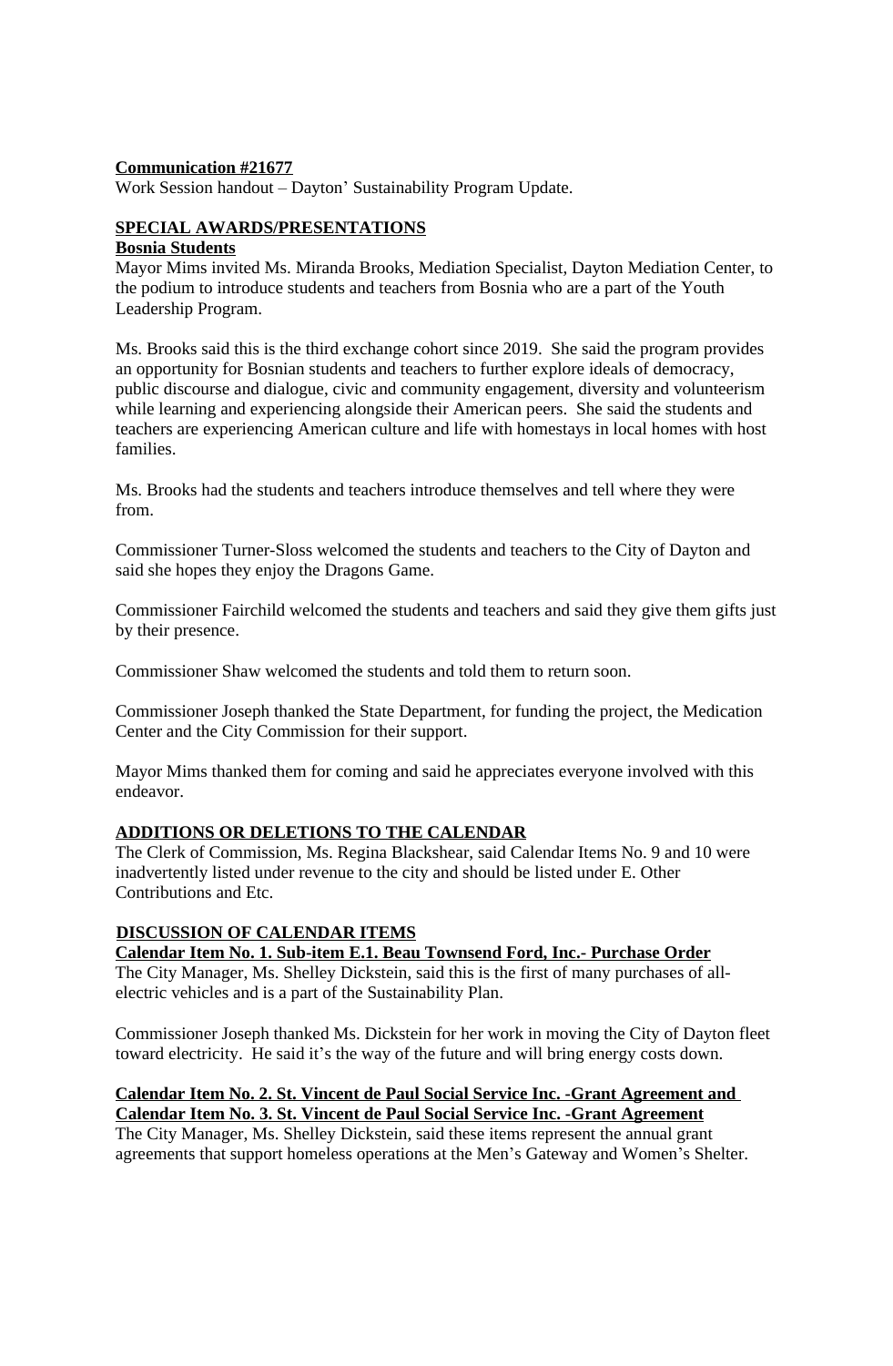**Communication #21677**
Work Session handout – Dayton' Sustainability Program Update.

**SPECIAL AWARDS/PRESENTATIONS**

**Bosnia Students**

Mayor Mims invited Ms. Miranda Brooks, Mediation Specialist, Dayton Mediation Center, to the podium to introduce students and teachers from Bosnia who are a part of the Youth Leadership Program.

Ms. Brooks said this is the third exchange cohort since 2019. She said the program provides an opportunity for Bosnian students and teachers to further explore ideals of democracy, public discourse and dialogue, civic and community engagement, diversity and volunteerism while learning and experiencing alongside their American peers. She said the students and teachers are experiencing American culture and life with homestays in local homes with host families.

Ms. Brooks had the students and teachers introduce themselves and tell where they were from.

Commissioner Turner-Sloss welcomed the students and teachers to the City of Dayton and said she hopes they enjoy the Dragons Game.

Commissioner Fairchild welcomed the students and teachers and said they give them gifts just by their presence.

Commissioner Shaw welcomed the students and told them to return soon.

Commissioner Joseph thanked the State Department, for funding the project, the Medication Center and the City Commission for their support.

Mayor Mims thanked them for coming and said he appreciates everyone involved with this endeavor.

**ADDITIONS OR DELETIONS TO THE CALENDAR**

The Clerk of Commission, Ms. Regina Blackshear, said Calendar Items No. 9 and 10 were inadvertently listed under revenue to the city and should be listed under E. Other Contributions and Etc.

**DISCUSSION OF CALENDAR ITEMS**

**Calendar Item No. 1. Sub-item E.1. Beau Townsend Ford, Inc.- Purchase Order**

The City Manager, Ms. Shelley Dickstein, said this is the first of many purchases of all-electric vehicles and is a part of the Sustainability Plan.

Commissioner Joseph thanked Ms. Dickstein for her work in moving the City of Dayton fleet toward electricity. He said it's the way of the future and will bring energy costs down.

**Calendar Item No. 2. St. Vincent de Paul Social Service Inc. -Grant Agreement and Calendar Item No. 3. St. Vincent de Paul Social Service Inc. -Grant Agreement**

The City Manager, Ms. Shelley Dickstein, said these items represent the annual grant agreements that support homeless operations at the Men's Gateway and Women's Shelter.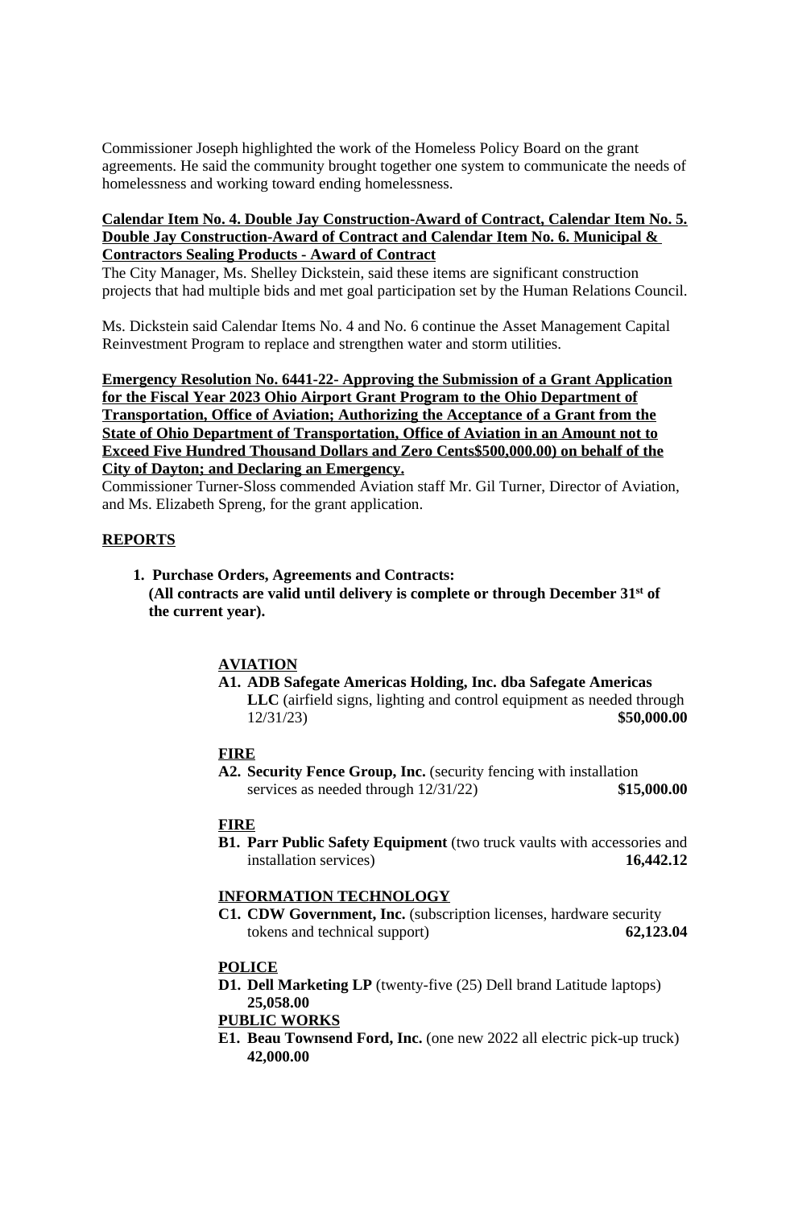Commissioner Joseph highlighted the work of the Homeless Policy Board on the grant agreements. He said the community brought together one system to communicate the needs of homelessness and working toward ending homelessness.

**Calendar Item No. 4. Double Jay Construction-Award of Contract, Calendar Item No. 5. Double Jay Construction-Award of Contract and Calendar Item No. 6. Municipal & Contractors Sealing Products - Award of Contract**

The City Manager, Ms. Shelley Dickstein, said these items are significant construction projects that had multiple bids and met goal participation set by the Human Relations Council.

Ms. Dickstein said Calendar Items No. 4 and No. 6 continue the Asset Management Capital Reinvestment Program to replace and strengthen water and storm utilities.

**Emergency Resolution No. 6441-22- Approving the Submission of a Grant Application for the Fiscal Year 2023 Ohio Airport Grant Program to the Ohio Department of Transportation, Office of Aviation; Authorizing the Acceptance of a Grant from the State of Ohio Department of Transportation, Office of Aviation in an Amount not to Exceed Five Hundred Thousand Dollars and Zero Cents$500,000.00) on behalf of the City of Dayton; and Declaring an Emergency.**

Commissioner Turner-Sloss commended Aviation staff Mr. Gil Turner, Director of Aviation, and Ms. Elizabeth Spreng, for the grant application.

## REPORTS

1. **Purchase Orders, Agreements and Contracts:**
   **(All contracts are valid until delivery is complete or through December 31st of the current year).**

**AVIATION**

**A1. ADB Safegate Americas Holding, Inc. dba Safegate Americas LLC** (airfield signs, lighting and control equipment as needed through 12/31/23) **$50,000.00**

**FIRE**

**A2. Security Fence Group, Inc.** (security fencing with installation services as needed through 12/31/22) **$15,000.00**

**FIRE**

**B1. Parr Public Safety Equipment** (two truck vaults with accessories and installation services) **16,442.12**

**INFORMATION TECHNOLOGY**

**C1. CDW Government, Inc.** (subscription licenses, hardware security tokens and technical support) **62,123.04**

**POLICE**

**D1. Dell Marketing LP** (twenty-five (25) Dell brand Latitude laptops) **25,058.00**

**PUBLIC WORKS**

**E1. Beau Townsend Ford, Inc.** (one new 2022 all electric pick-up truck) **42,000.00**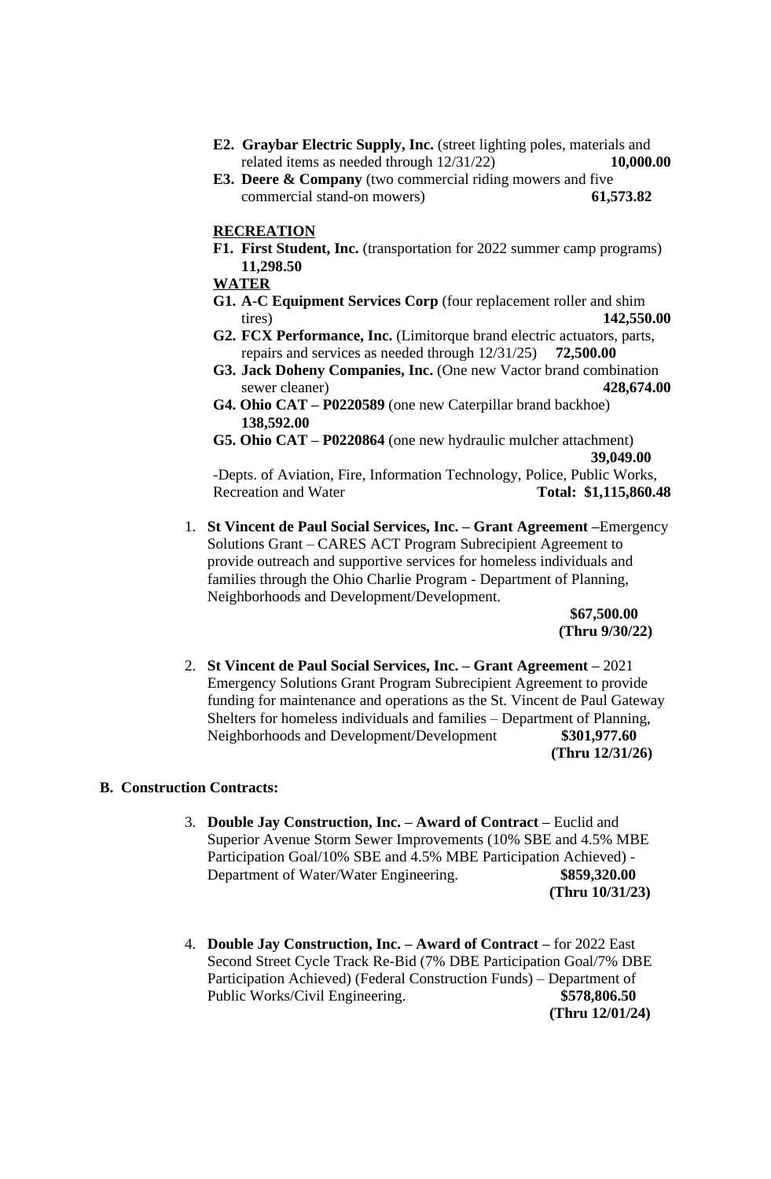**E2. Graybar Electric Supply, Inc.** (street lighting poles, materials and related items as needed through 12/31/22) **10,000.00**

**E3. Deere & Company** (two commercial riding mowers and five commercial stand-on mowers) **61,573.82**

**RECREATION**

**F1. First Student, Inc.** (transportation for 2022 summer camp programs) **11,298.50**

**WATER**

**G1. A-C Equipment Services Corp** (four replacement roller and shim tires) **142,550.00**

**G2. FCX Performance, Inc.** (Limitorque brand electric actuators, parts, repairs and services as needed through 12/31/25) **72,500.00**

**G3. Jack Doheny Companies, Inc.** (One new Vactor brand combination sewer cleaner) **428,674.00**

**G4. Ohio CAT – P0220589** (one new Caterpillar brand backhoe) **138,592.00**

**G5. Ohio CAT – P0220864** (one new hydraulic mulcher attachment) **39,049.00**

-Depts. of Aviation, Fire, Information Technology, Police, Public Works, Recreation and Water **Total: $1,115,860.48**

1. **St Vincent de Paul Social Services, Inc. – Grant Agreement –** Emergency Solutions Grant – CARES ACT Program Subrecipient Agreement to provide outreach and supportive services for homeless individuals and families through the Ohio Charlie Program - Department of Planning, Neighborhoods and Development/Development.
   **$67,500.00**
   **(Thru 9/30/22)**

2. **St Vincent de Paul Social Services, Inc. – Grant Agreement –** 2021 Emergency Solutions Grant Program Subrecipient Agreement to provide funding for maintenance and operations as the St. Vincent de Paul Gateway Shelters for homeless individuals and families – Department of Planning, Neighborhoods and Development/Development **$301,977.60**
   **(Thru 12/31/26)**

**B. Construction Contracts:**

3. **Double Jay Construction, Inc. – Award of Contract –** Euclid and Superior Avenue Storm Sewer Improvements (10% SBE and 4.5% MBE Participation Goal/10% SBE and 4.5% MBE Participation Achieved) - Department of Water/Water Engineering. **$859,320.00**
   **(Thru 10/31/23)**

4. **Double Jay Construction, Inc. – Award of Contract –** for 2022 East Second Street Cycle Track Re-Bid (7% DBE Participation Goal/7% DBE Participation Achieved) (Federal Construction Funds) – Department of Public Works/Civil Engineering. **$578,806.50**
   **(Thru 12/01/24)**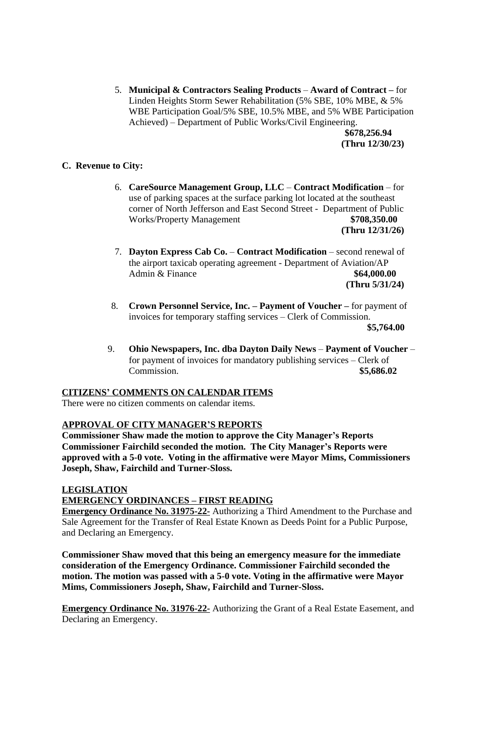5. **Municipal & Contractors Sealing Products** – **Award of Contract –** for Linden Heights Storm Sewer Rehabilitation (5% SBE, 10% MBE, & 5% WBE Participation Goal/5% SBE, 10.5% MBE, and 5% WBE Participation Achieved) – Department of Public Works/Civil Engineering.
**$678,256.94**
**(Thru 12/30/23)**

**C. Revenue to City:**

6. **CareSource Management Group, LLC** – **Contract Modification** – for use of parking spaces at the surface parking lot located at the southeast corner of North Jefferson and East Second Street - Department of Public Works/Property Management **$708,350.00**
**(Thru 12/31/26)**

7. **Dayton Express Cab Co.** – **Contract Modification** – second renewal of the airport taxicab operating agreement - Department of Aviation/AP Admin & Finance **$64,000.00**
**(Thru 5/31/24)**

8. **Crown Personnel Service, Inc. – Payment of Voucher –** for payment of invoices for temporary staffing services – Clerk of Commission.
**$5,764.00**

9. **Ohio Newspapers, Inc. dba Dayton Daily News** – **Payment of Voucher** – for payment of invoices for mandatory publishing services – Clerk of Commission. **$5,686.02**

**CITIZENS' COMMENTS ON CALENDAR ITEMS**
There were no citizen comments on calendar items.

**APPROVAL OF CITY MANAGER'S REPORTS**
**Commissioner Shaw made the motion to approve the City Manager's Reports Commissioner Fairchild seconded the motion. The City Manager's Reports were approved with a 5-0 vote. Voting in the affirmative were Mayor Mims, Commissioners Joseph, Shaw, Fairchild and Turner-Sloss.**

**LEGISLATION**
**EMERGENCY ORDINANCES – FIRST READING**
**Emergency Ordinance No. 31975-22-** Authorizing a Third Amendment to the Purchase and Sale Agreement for the Transfer of Real Estate Known as Deeds Point for a Public Purpose, and Declaring an Emergency.

**Commissioner Shaw moved that this being an emergency measure for the immediate consideration of the Emergency Ordinance. Commissioner Fairchild seconded the motion. The motion was passed with a 5-0 vote. Voting in the affirmative were Mayor Mims, Commissioners Joseph, Shaw, Fairchild and Turner-Sloss.**

**Emergency Ordinance No. 31976-22-** Authorizing the Grant of a Real Estate Easement, and Declaring an Emergency.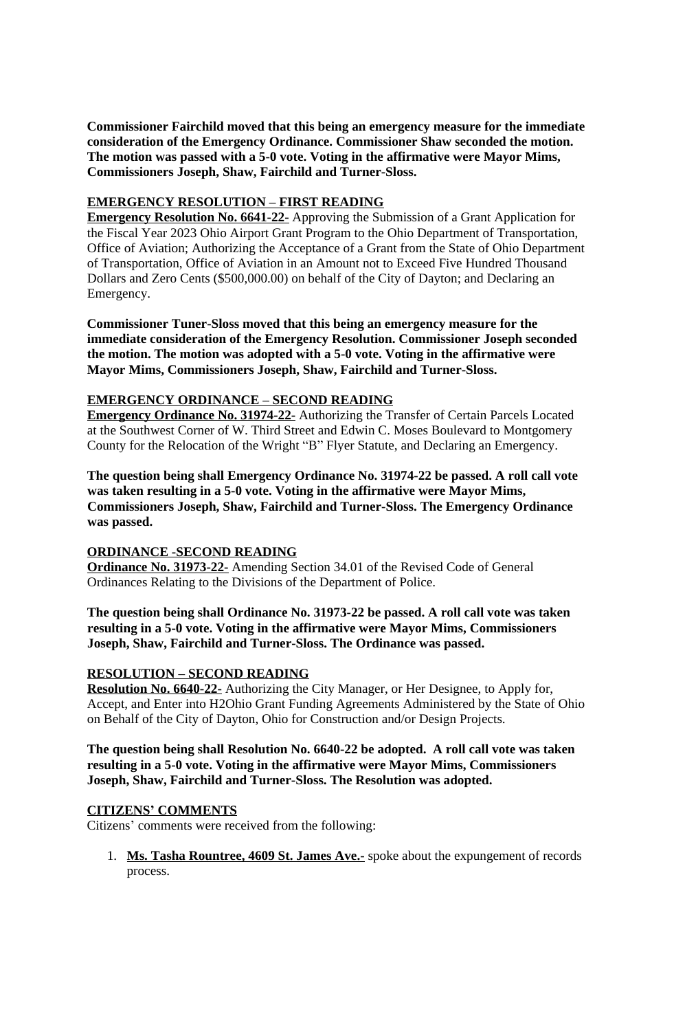**Commissioner Fairchild moved that this being an emergency measure for the immediate consideration of the Emergency Ordinance. Commissioner Shaw seconded the motion. The motion was passed with a 5-0 vote. Voting in the affirmative were Mayor Mims, Commissioners Joseph, Shaw, Fairchild and Turner-Sloss.**

**EMERGENCY RESOLUTION – FIRST READING**

**Emergency Resolution No. 6641-22-** Approving the Submission of a Grant Application for the Fiscal Year 2023 Ohio Airport Grant Program to the Ohio Department of Transportation, Office of Aviation; Authorizing the Acceptance of a Grant from the State of Ohio Department of Transportation, Office of Aviation in an Amount not to Exceed Five Hundred Thousand Dollars and Zero Cents ($500,000.00) on behalf of the City of Dayton; and Declaring an Emergency.

**Commissioner Tuner-Sloss moved that this being an emergency measure for the immediate consideration of the Emergency Resolution. Commissioner Joseph seconded the motion. The motion was adopted with a 5-0 vote. Voting in the affirmative were Mayor Mims, Commissioners Joseph, Shaw, Fairchild and Turner-Sloss.**

**EMERGENCY ORDINANCE – SECOND READING**

**Emergency Ordinance No. 31974-22-** Authorizing the Transfer of Certain Parcels Located at the Southwest Corner of W. Third Street and Edwin C. Moses Boulevard to Montgomery County for the Relocation of the Wright "B" Flyer Statute, and Declaring an Emergency.

**The question being shall Emergency Ordinance No. 31974-22 be passed. A roll call vote was taken resulting in a 5-0 vote. Voting in the affirmative were Mayor Mims, Commissioners Joseph, Shaw, Fairchild and Turner-Sloss. The Emergency Ordinance was passed.**

**ORDINANCE -SECOND READING**

**Ordinance No. 31973-22-** Amending Section 34.01 of the Revised Code of General Ordinances Relating to the Divisions of the Department of Police.

**The question being shall Ordinance No. 31973-22 be passed. A roll call vote was taken resulting in a 5-0 vote. Voting in the affirmative were Mayor Mims, Commissioners Joseph, Shaw, Fairchild and Turner-Sloss. The Ordinance was passed.**

**RESOLUTION – SECOND READING**

**Resolution No. 6640-22-** Authorizing the City Manager, or Her Designee, to Apply for, Accept, and Enter into H2Ohio Grant Funding Agreements Administered by the State of Ohio on Behalf of the City of Dayton, Ohio for Construction and/or Design Projects.

**The question being shall Resolution No. 6640-22 be adopted. A roll call vote was taken resulting in a 5-0 vote. Voting in the affirmative were Mayor Mims, Commissioners Joseph, Shaw, Fairchild and Turner-Sloss. The Resolution was adopted.**

**CITIZENS' COMMENTS**

Citizens' comments were received from the following:

1. **Ms. Tasha Rountree, 4609 St. James Ave.-** spoke about the expungement of records process.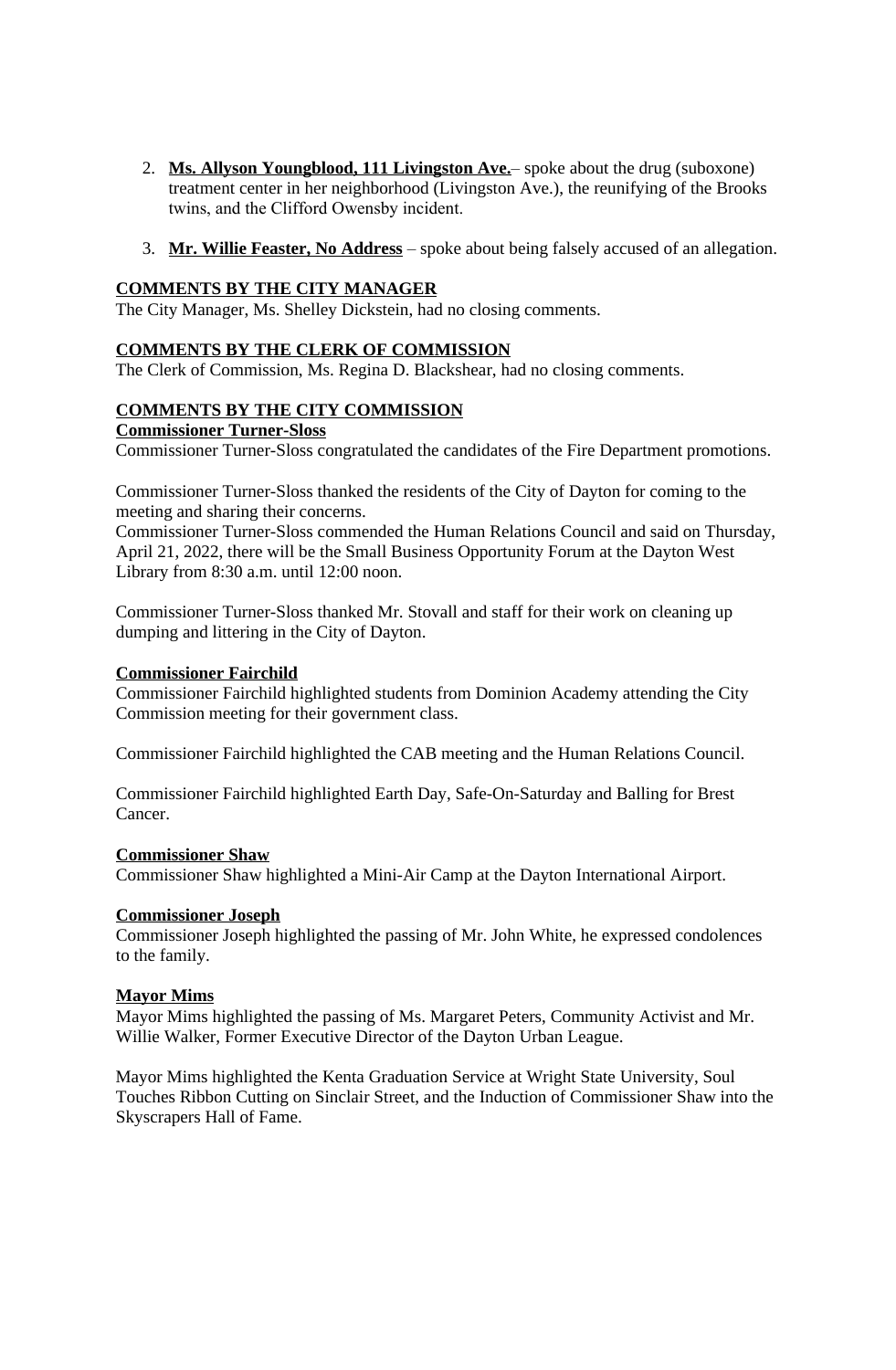2. **Ms. Allyson Youngblood, 111 Livingston Ave.**– spoke about the drug (suboxone) treatment center in her neighborhood (Livingston Ave.), the reunifying of the Brooks twins, and the Clifford Owensby incident.

3. **Mr. Willie Feaster, No Address** – spoke about being falsely accused of an allegation.

**COMMENTS BY THE CITY MANAGER**

The City Manager, Ms. Shelley Dickstein, had no closing comments.

**COMMENTS BY THE CLERK OF COMMISSION**

The Clerk of Commission, Ms. Regina D. Blackshear, had no closing comments.

**COMMENTS BY THE CITY COMMISSION**

**Commissioner Turner-Sloss**

Commissioner Turner-Sloss congratulated the candidates of the Fire Department promotions.

Commissioner Turner-Sloss thanked the residents of the City of Dayton for coming to the meeting and sharing their concerns.
Commissioner Turner-Sloss commended the Human Relations Council and said on Thursday, April 21, 2022, there will be the Small Business Opportunity Forum at the Dayton West Library from 8:30 a.m. until 12:00 noon.

Commissioner Turner-Sloss thanked Mr. Stovall and staff for their work on cleaning up dumping and littering in the City of Dayton.

**Commissioner Fairchild**

Commissioner Fairchild highlighted students from Dominion Academy attending the City Commission meeting for their government class.

Commissioner Fairchild highlighted the CAB meeting and the Human Relations Council.

Commissioner Fairchild highlighted Earth Day, Safe-On-Saturday and Balling for Brest Cancer.

**Commissioner Shaw**

Commissioner Shaw highlighted a Mini-Air Camp at the Dayton International Airport.

**Commissioner Joseph**

Commissioner Joseph highlighted the passing of Mr. John White, he expressed condolences to the family.

**Mayor Mims**

Mayor Mims highlighted the passing of Ms. Margaret Peters, Community Activist and Mr. Willie Walker, Former Executive Director of the Dayton Urban League.

Mayor Mims highlighted the Kenta Graduation Service at Wright State University, Soul Touches Ribbon Cutting on Sinclair Street, and the Induction of Commissioner Shaw into the Skyscrapers Hall of Fame.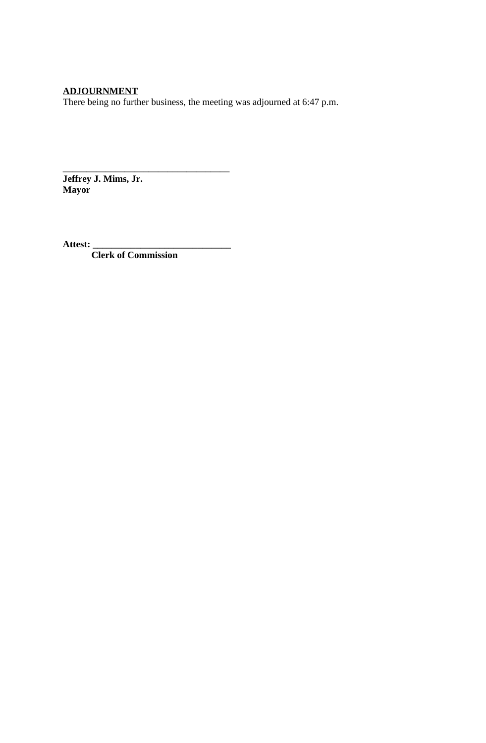**ADJOURNMENT**

There being no further business, the meeting was adjourned at 6:47 p.m.

___________________________________

**Jeffrey J. Mims, Jr.**
**Mayor**

**Attest: _____________________________**
**Clerk of Commission**